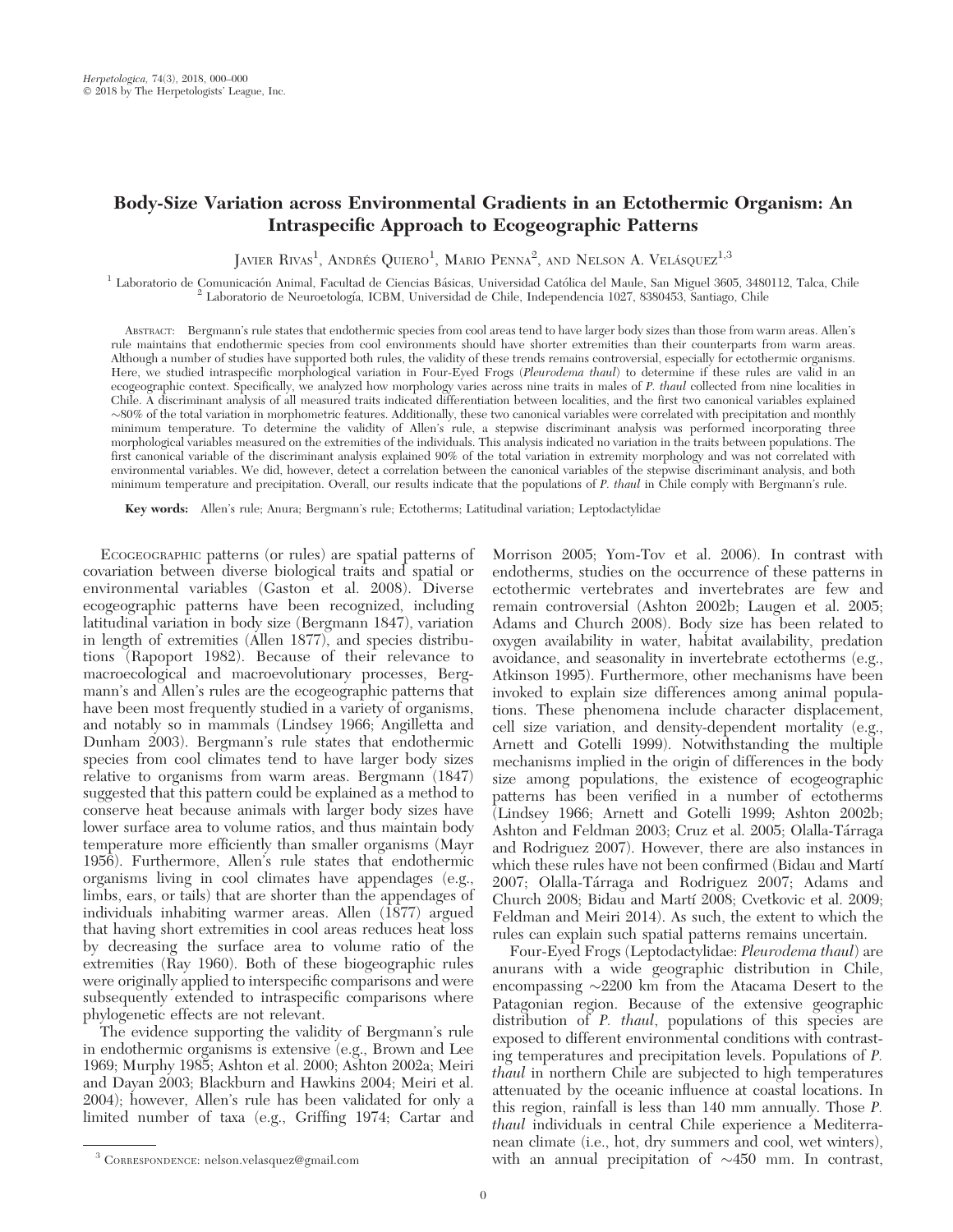# Body-Size Variation across Environmental Gradients in an Ectothermic Organism: An Intraspecific Approach to Ecogeographic Patterns

Javier Rivas[1], Andrés Quiero[1], Mario Penna[2], and Nelson A. Velásquez[1,3]

[1] Laboratorio de Comunicación Animal, Facultad de Ciencias Básicas, Universidad Católica del Maule, San Miguel 3605, 3480112, Talca, Chile
[2] Laboratorio de Neuroetología, ICBM, Universidad de Chile, Independencia 1027, 8380453, Santiago, Chile

Abstract: Bergmann's rule states that endothermic species from cool areas tend to have larger body sizes than those from warm areas. Allen's rule maintains that endothermic species from cool environments should have shorter extremities than their counterparts from warm areas. Although a number of studies have supported both rules, the validity of these trends remains controversial, especially for ectothermic organisms. Here, we studied intraspecific morphological variation in Four-Eyed Frogs (*Pleurodema thaul*) to determine if these rules are valid in an ecogeographic context. Specifically, we analyzed how morphology varies across nine traits in males of *P. thaul* collected from nine localities in Chile. A discriminant analysis of all measured traits indicated differentiation between localities, and the first two canonical variables explained ~80% of the total variation in morphometric features. Additionally, these two canonical variables were correlated with precipitation and monthly minimum temperature. To determine the validity of Allen's rule, a stepwise discriminant analysis was performed incorporating three morphological variables measured on the extremities of the individuals. This analysis indicated no variation in the traits between populations. The first canonical variable of the discriminant analysis explained 90% of the total variation in extremity morphology and was not correlated with environmental variables. We did, however, detect a correlation between the canonical variables of the stepwise discriminant analysis, and both minimum temperature and precipitation. Overall, our results indicate that the populations of *P. thaul* in Chile comply with Bergmann's rule.

**Key words:** Allen's rule; Anura; Bergmann's rule; Ectotherms; Latitudinal variation; Leptodactylidae

Ecogeographic patterns (or rules) are spatial patterns of covariation between diverse biological traits and spatial or environmental variables (Gaston et al. 2008). Diverse ecogeographic patterns have been recognized, including latitudinal variation in body size (Bergmann 1847), variation in length of extremities (Allen 1877), and species distributions (Rapoport 1982). Because of their relevance to macroecological and macroevolutionary processes, Bergmann's and Allen's rules are the ecogeographic patterns that have been most frequently studied in a variety of organisms, and notably so in mammals (Lindsey 1966; Angilletta and Dunham 2003). Bergmann's rule states that endothermic species from cool climates tend to have larger body sizes relative to organisms from warm areas. Bergmann (1847) suggested that this pattern could be explained as a method to conserve heat because animals with larger body sizes have lower surface area to volume ratios, and thus maintain body temperature more efficiently than smaller organisms (Mayr 1956). Furthermore, Allen's rule states that endothermic organisms living in cool climates have appendages (e.g., limbs, ears, or tails) that are shorter than the appendages of individuals inhabiting warmer areas. Allen (1877) argued that having short extremities in cool areas reduces heat loss by decreasing the surface area to volume ratio of the extremities (Ray 1960). Both of these biogeographic rules were originally applied to interspecific comparisons and were subsequently extended to intraspecific comparisons where phylogenetic effects are not relevant.

The evidence supporting the validity of Bergmann's rule in endothermic organisms is extensive (e.g., Brown and Lee 1969; Murphy 1985; Ashton et al. 2000; Ashton 2002a; Meiri and Dayan 2003; Blackburn and Hawkins 2004; Meiri et al. 2004); however, Allen's rule has been validated for only a limited number of taxa (e.g., Griffing 1974; Cartar and Morrison 2005; Yom-Tov et al. 2006). In contrast with endotherms, studies on the occurrence of these patterns in ectothermic vertebrates and invertebrates are few and remain controversial (Ashton 2002b; Laugen et al. 2005; Adams and Church 2008). Body size has been related to oxygen availability in water, habitat availability, predation avoidance, and seasonality in invertebrate ectotherms (e.g., Atkinson 1995). Furthermore, other mechanisms have been invoked to explain size differences among animal populations. These phenomena include character displacement, cell size variation, and density-dependent mortality (e.g., Arnett and Gotelli 1999). Notwithstanding the multiple mechanisms implied in the origin of differences in the body size among populations, the existence of ecogeographic patterns has been verified in a number of ectotherms (Lindsey 1966; Arnett and Gotelli 1999; Ashton 2002b; Ashton and Feldman 2003; Cruz et al. 2005; Olalla-Tárraga and Rodriguez 2007). However, there are also instances in which these rules have not been confirmed (Bidau and Martí 2007; Olalla-Tárraga and Rodriguez 2007; Adams and Church 2008; Bidau and Martí 2008; Cvetkovic et al. 2009; Feldman and Meiri 2014). As such, the extent to which the rules can explain such spatial patterns remains uncertain.

Four-Eyed Frogs (Leptodactylidae: *Pleurodema thaul*) are anurans with a wide geographic distribution in Chile, encompassing ~2200 km from the Atacama Desert to the Patagonian region. Because of the extensive geographic distribution of *P. thaul*, populations of this species are exposed to different environmental conditions with contrasting temperatures and precipitation levels. Populations of *P. thaul* in northern Chile are subjected to high temperatures attenuated by the oceanic influence at coastal locations. In this region, rainfall is less than 140 mm annually. Those *P. thaul* individuals in central Chile experience a Mediterranean climate (i.e., hot, dry summers and cool, wet winters), with an annual precipitation of ~450 mm. In contrast,

[3] Correspondence: nelson.velasquez@gmail.com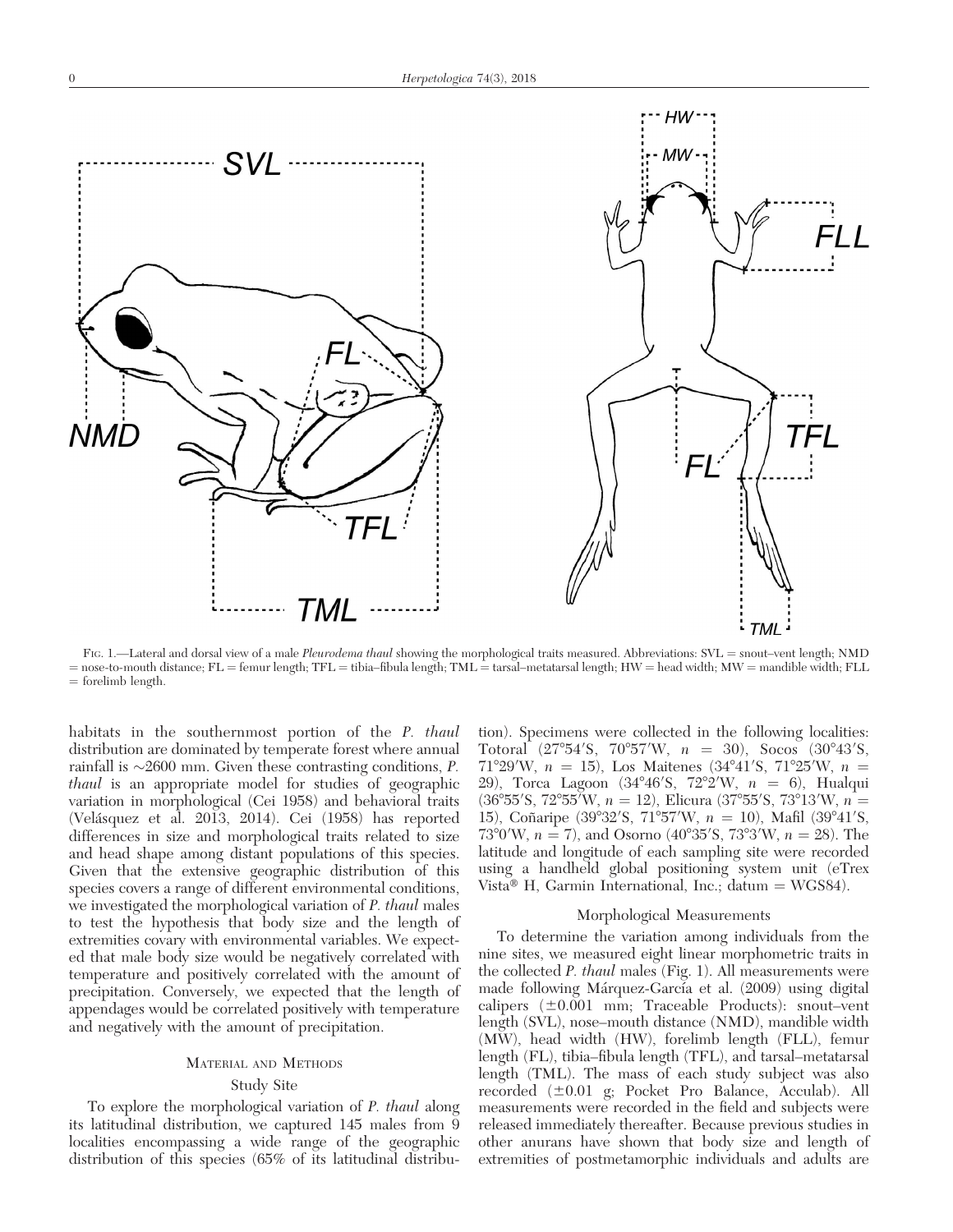Fig. 1.—Lateral and dorsal view of a male *Pleurodema thaul* showing the morphological traits measured. Abbreviations: SVL = snout–vent length; NMD = nose-to-mouth distance; FL = femur length; TFL = tibia–fibula length; TML = tarsal–metatarsal length; HW = head width; MW = mandible width; FLL = forelimb length.

habitats in the southernmost portion of the *P. thaul* distribution are dominated by temperate forest where annual rainfall is ~2600 mm. Given these contrasting conditions, *P. thaul* is an appropriate model for studies of geographic variation in morphological (Cei 1958) and behavioral traits (Velásquez et al. 2013, 2014). Cei (1958) has reported differences in size and morphological traits related to size and head shape among distant populations of this species. Given that the extensive geographic distribution of this species covers a range of different environmental conditions, we investigated the morphological variation of *P. thaul* males to test the hypothesis that body size and the length of extremities covary with environmental variables. We expected that male body size would be negatively correlated with temperature and positively correlated with the amount of precipitation. Conversely, we expected that the length of appendages would be correlated positively with temperature and negatively with the amount of precipitation.

## Material and Methods

### Study Site

To explore the morphological variation of *P. thaul* along its latitudinal distribution, we captured 145 males from 9 localities encompassing a wide range of the geographic distribution of this species (65% of its latitudinal distribution). Specimens were collected in the following localities: Totoral (27°54′S, 70°57′W, $n$ = 30), Socos (30°43′S, 71°29′W, $n$ = 15), Los Maitenes (34°41′S, 71°25′W, $n$ = 29), Torca Lagoon (34°46′S, 72°2′W, $n$ = 6), Hualqui (36°55′S, 72°55′W, $n$ = 12), Elicura (37°55′S, 73°13′W, $n$ = 15), Coñaripe (39°32′S, 71°57′W, $n$ = 10), Mafil (39°41′S, 73°0′W, $n$ = 7), and Osorno (40°35′S, 73°3′W, $n$ = 28). The latitude and longitude of each sampling site were recorded using a handheld global positioning system unit (eTrex Vista® H, Garmin International, Inc.; datum = WGS84).

### Morphological Measurements

To determine the variation among individuals from the nine sites, we measured eight linear morphometric traits in the collected *P. thaul* males (Fig. 1). All measurements were made following Márquez-García et al. (2009) using digital calipers (±0.001 mm; Traceable Products): snout–vent length (SVL), nose–mouth distance (NMD), mandible width (MW), head width (HW), forelimb length (FLL), femur length (FL), tibia–fibula length (TFL), and tarsal–metatarsal length (TML). The mass of each study subject was also recorded (±0.01 g; Pocket Pro Balance, Acculab). All measurements were recorded in the field and subjects were released immediately thereafter. Because previous studies in other anurans have shown that body size and length of extremities of postmetamorphic individuals and adults are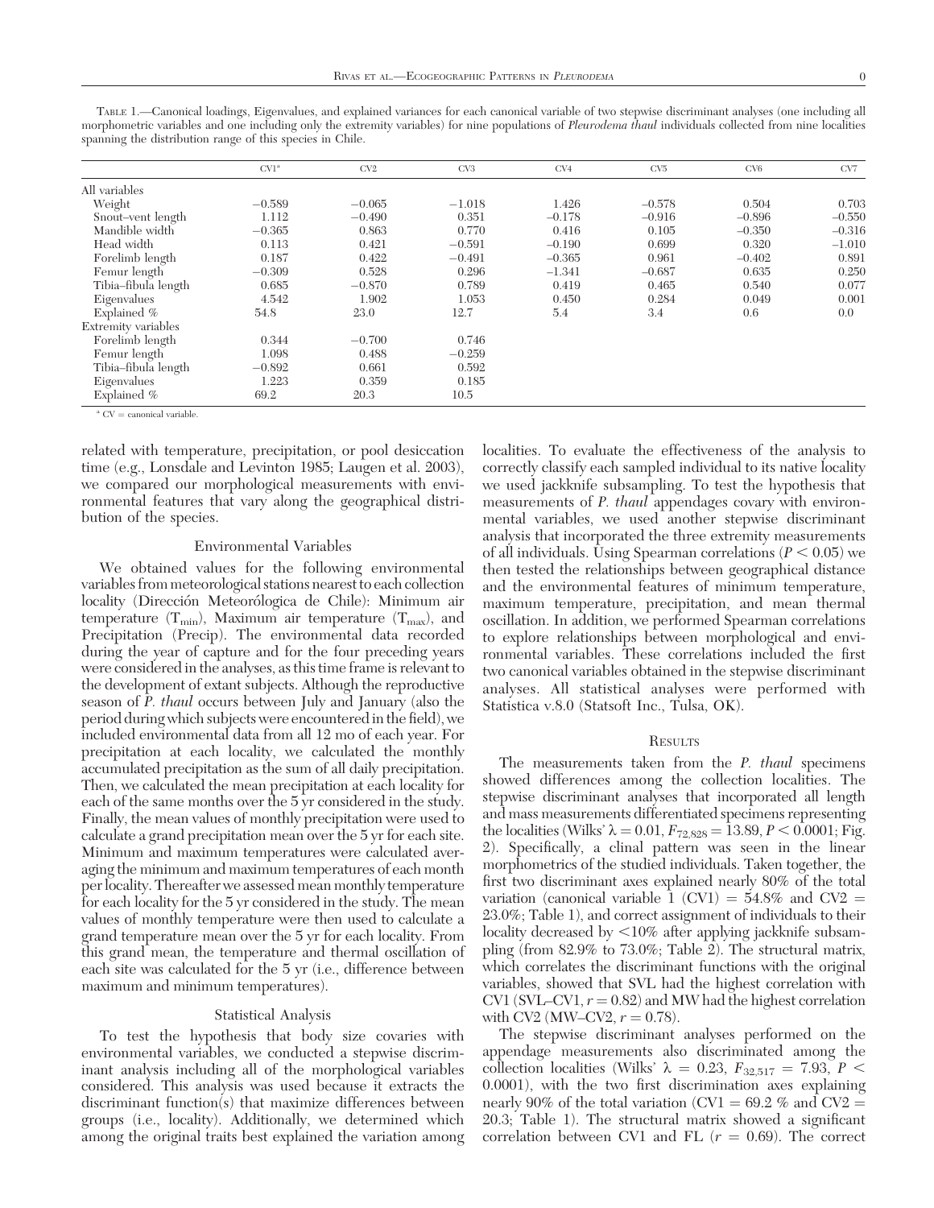TABLE 1.—Canonical loadings, Eigenvalues, and explained variances for each canonical variable of two stepwise discriminant analyses (one including all morphometric variables and one including only the extremity variables) for nine populations of *Pleurodema thaul* individuals collected from nine localities spanning the distribution range of this species in Chile.

| | CV1[a] | CV2 | CV3 | CV4 | CV5 | CV6 | CV7 |
|---|---|---|---|---|---|---|---|
| All variables | | | | | | | |
| Weight | −0.589 | −0.065 | −1.018 | 1.426 | −0.578 | 0.504 | 0.703 |
| Snout–vent length | 1.112 | −0.490 | 0.351 | −0.178 | −0.916 | −0.896 | −0.550 |
| Mandible width | −0.365 | 0.863 | 0.770 | 0.416 | 0.105 | −0.350 | −0.316 |
| Head width | 0.113 | 0.421 | −0.591 | −0.190 | 0.699 | 0.320 | −1.010 |
| Forelimb length | 0.187 | 0.422 | −0.491 | −0.365 | 0.961 | −0.402 | 0.891 |
| Femur length | −0.309 | 0.528 | 0.296 | −1.341 | −0.687 | 0.635 | 0.250 |
| Tibia–fibula length | 0.685 | −0.870 | 0.789 | 0.419 | 0.465 | 0.540 | 0.077 |
| Eigenvalues | 4.542 | 1.902 | 1.053 | 0.450 | 0.284 | 0.049 | 0.001 |
| Explained % | 54.8 | 23.0 | 12.7 | 5.4 | 3.4 | 0.6 | 0.0 |
| Extremity variables | | | | | | | |
| Forelimb length | 0.344 | −0.700 | 0.746 | | | | |
| Femur length | 1.098 | 0.488 | −0.259 | | | | |
| Tibia–fibula length | −0.892 | 0.661 | 0.592 | | | | |
| Eigenvalues | 1.223 | 0.359 | 0.185 | | | | |
| Explained % | 69.2 | 20.3 | 10.5 | | | | |

[a] CV = canonical variable.

related with temperature, precipitation, or pool desiccation time (e.g., Lonsdale and Levinton 1985; Laugen et al. 2003), we compared our morphological measurements with environmental features that vary along the geographical distribution of the species.

### Environmental Variables

We obtained values for the following environmental variables from meteorological stations nearest to each collection locality (Dirección Meteorólogica de Chile): Minimum air temperature ($T_{min}$), Maximum air temperature ($T_{max}$), and Precipitation (Precip). The environmental data recorded during the year of capture and for the four preceding years were considered in the analyses, as this time frame is relevant to the development of extant subjects. Although the reproductive season of *P. thaul* occurs between July and January (also the period during which subjects were encountered in the field), we included environmental data from all 12 mo of each year. For precipitation at each locality, we calculated the monthly accumulated precipitation as the sum of all daily precipitation. Then, we calculated the mean precipitation at each locality for each of the same months over the 5 yr considered in the study. Finally, the mean values of monthly precipitation were used to calculate a grand precipitation mean over the 5 yr for each site. Minimum and maximum temperatures were calculated averaging the minimum and maximum temperatures of each month per locality. Thereafter we assessed mean monthly temperature for each locality for the 5 yr considered in the study. The mean values of monthly temperature were then used to calculate a grand temperature mean over the 5 yr for each locality. From this grand mean, the temperature and thermal oscillation of each site was calculated for the 5 yr (i.e., difference between maximum and minimum temperatures).

### Statistical Analysis

To test the hypothesis that body size covaries with environmental variables, we conducted a stepwise discriminant analysis including all of the morphological variables considered. This analysis was used because it extracts the discriminant function(s) that maximize differences between groups (i.e., locality). Additionally, we determined which among the original traits best explained the variation among localities. To evaluate the effectiveness of the analysis to correctly classify each sampled individual to its native locality we used jackknife subsampling. To test the hypothesis that measurements of *P. thaul* appendages covary with environmental variables, we used another stepwise discriminant analysis that incorporated the three extremity measurements of all individuals. Using Spearman correlations ($P < 0.05$) we then tested the relationships between geographical distance and the environmental features of minimum temperature, maximum temperature, precipitation, and mean thermal oscillation. In addition, we performed Spearman correlations to explore relationships between morphological and environmental variables. These correlations included the first two canonical variables obtained in the stepwise discriminant analyses. All statistical analyses were performed with Statistica v.8.0 (Statsoft Inc., Tulsa, OK).

## RESULTS

The measurements taken from the *P. thaul* specimens showed differences among the collection localities. The stepwise discriminant analyses that incorporated all length and mass measurements differentiated specimens representing the localities (Wilks' $\lambda = 0.01$, $F_{72,828} = 13.89$, $P < 0.0001$; Fig. 2). Specifically, a clinal pattern was seen in the linear morphometrics of the studied individuals. Taken together, the first two discriminant axes explained nearly 80% of the total variation (canonical variable 1 (CV1) = 54.8% and CV2 = 23.0%; Table 1), and correct assignment of individuals to their locality decreased by <10% after applying jackknife subsampling (from 82.9% to 73.0%; Table 2). The structural matrix, which correlates the discriminant functions with the original variables, showed that SVL had the highest correlation with CV1 (SVL–CV1, $r = 0.82$) and MW had the highest correlation with CV2 (MW–CV2, $r = 0.78$).

The stepwise discriminant analyses performed on the appendage measurements also discriminated among the collection localities (Wilks' $\lambda = 0.23$, $F_{32,517} = 7.93$, $P < 0.0001$), with the two first discrimination axes explaining nearly 90% of the total variation (CV1 = 69.2 % and CV2 = 20.3; Table 1). The structural matrix showed a significant correlation between CV1 and FL ($r = 0.69$). The correct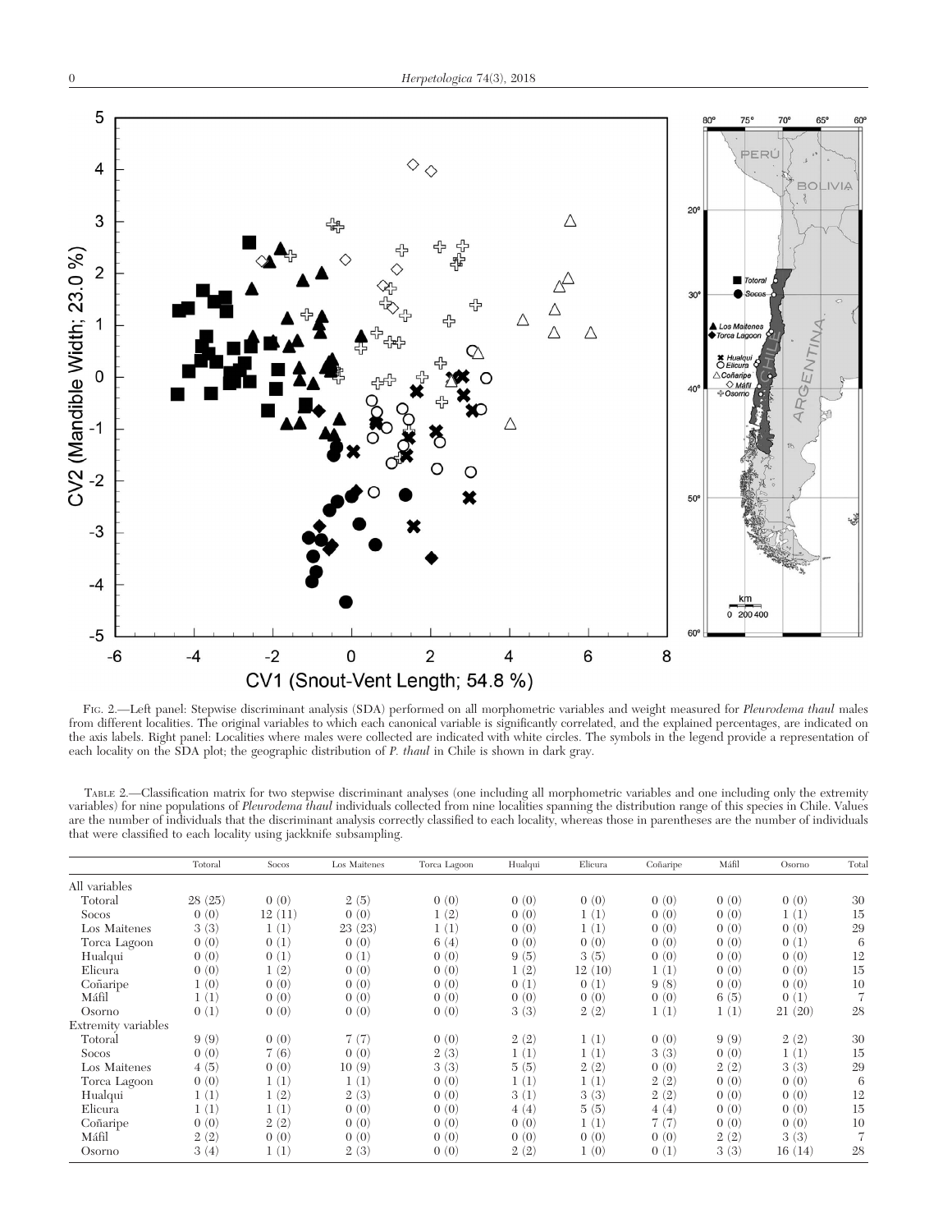Fig. 2.—Left panel: Stepwise discriminant analysis (SDA) performed on all morphometric variables and weight measured for *Pleurodema thaul* males from different localities. The original variables to which each canonical variable is significantly correlated, and the explained percentages, are indicated on the axis labels. Right panel: Localities where males were collected are indicated with white circles. The symbols in the legend provide a representation of each locality on the SDA plot; the geographic distribution of *P. thaul* in Chile is shown in dark gray.

Table 2.—Classification matrix for two stepwise discriminant analyses (one including all morphometric variables and one including only the extremity variables) for nine populations of *Pleurodema thaul* individuals collected from nine localities spanning the distribution range of this species in Chile. Values are the number of individuals that the discriminant analysis correctly classified to each locality, whereas those in parentheses are the number of individuals that were classified to each locality using jackknife subsampling.

| | Totoral | Socos | Los Maitenes | Torca Lagoon | Hualqui | Elicura | Coñaripe | Máfil | Osorno | Total |
|---|---|---|---|---|---|---|---|---|---|---|
| All variables | | | | | | | | | | |
| Totoral | 28 (25) | 0 (0) | 2 (5) | 0 (0) | 0 (0) | 0 (0) | 0 (0) | 0 (0) | 0 (0) | 30 |
| Socos | 0 (0) | 12 (11) | 0 (0) | 1 (2) | 0 (0) | 1 (1) | 0 (0) | 0 (0) | 1 (1) | 15 |
| Los Maitenes | 3 (3) | 1 (1) | 23 (23) | 1 (1) | 0 (0) | 1 (1) | 0 (0) | 0 (0) | 0 (0) | 29 |
| Torca Lagoon | 0 (0) | 0 (1) | 0 (0) | 6 (4) | 0 (0) | 0 (0) | 0 (0) | 0 (0) | 0 (1) | 6 |
| Hualqui | 0 (0) | 0 (1) | 0 (1) | 0 (0) | 9 (5) | 3 (5) | 0 (0) | 0 (0) | 0 (0) | 12 |
| Elicura | 0 (0) | 1 (2) | 0 (0) | 0 (0) | 1 (2) | 12 (10) | 1 (1) | 0 (0) | 0 (0) | 15 |
| Coñaripe | 1 (0) | 0 (0) | 0 (0) | 0 (0) | 0 (1) | 0 (1) | 9 (8) | 0 (0) | 0 (0) | 10 |
| Máfil | 1 (1) | 0 (0) | 0 (0) | 0 (0) | 0 (0) | 0 (0) | 0 (0) | 6 (5) | 0 (1) | 7 |
| Osorno | 0 (1) | 0 (0) | 0 (0) | 0 (0) | 3 (3) | 2 (2) | 1 (1) | 1 (1) | 21 (20) | 28 |
| Extremity variables | | | | | | | | | | |
| Totoral | 9 (9) | 0 (0) | 7 (7) | 0 (0) | 2 (2) | 1 (1) | 0 (0) | 9 (9) | 2 (2) | 30 |
| Socos | 0 (0) | 7 (6) | 0 (0) | 2 (3) | 1 (1) | 1 (1) | 3 (3) | 0 (0) | 1 (1) | 15 |
| Los Maitenes | 4 (5) | 0 (0) | 10 (9) | 3 (3) | 5 (5) | 2 (2) | 0 (0) | 2 (2) | 3 (3) | 29 |
| Torca Lagoon | 0 (0) | 1 (1) | 1 (1) | 0 (0) | 1 (1) | 1 (1) | 2 (2) | 0 (0) | 0 (0) | 6 |
| Hualqui | 1 (1) | 1 (2) | 2 (3) | 0 (0) | 3 (1) | 3 (3) | 2 (2) | 0 (0) | 0 (0) | 12 |
| Elicura | 1 (1) | 1 (1) | 0 (0) | 0 (0) | 4 (4) | 5 (5) | 4 (4) | 0 (0) | 0 (0) | 15 |
| Coñaripe | 0 (0) | 2 (2) | 0 (0) | 0 (0) | 0 (0) | 1 (1) | 7 (7) | 0 (0) | 0 (0) | 10 |
| Máfil | 2 (2) | 0 (0) | 0 (0) | 0 (0) | 0 (0) | 0 (0) | 0 (0) | 2 (2) | 3 (3) | 7 |
| Osorno | 3 (4) | 1 (1) | 2 (3) | 0 (0) | 2 (2) | 1 (0) | 0 (1) | 3 (3) | 16 (14) | 28 |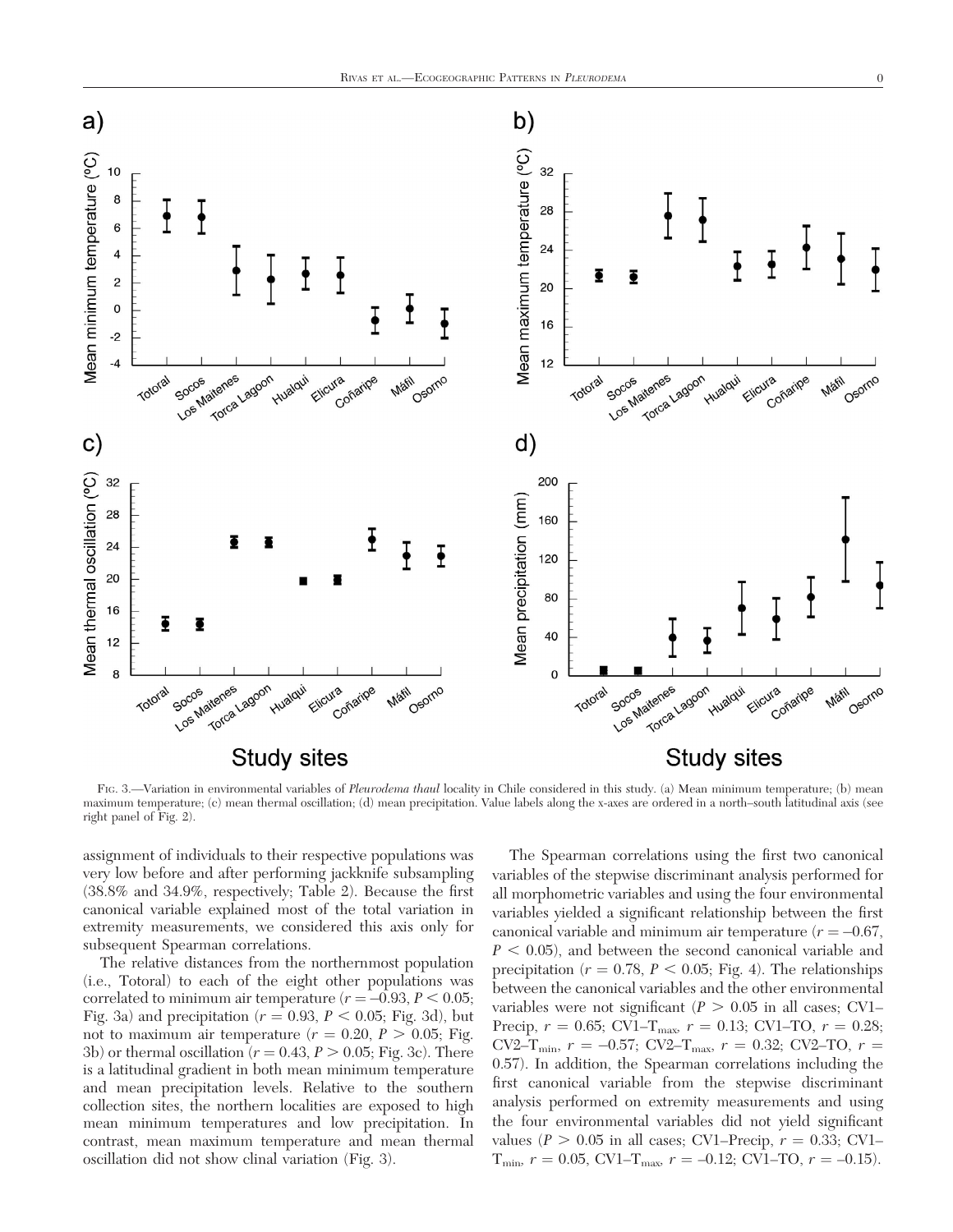FIG. 3.—Variation in environmental variables of *Pleurodema thaul* locality in Chile considered in this study. (a) Mean minimum temperature; (b) mean maximum temperature; (c) mean thermal oscillation; (d) mean precipitation. Value labels along the x-axes are ordered in a north–south latitudinal axis (see right panel of Fig. 2).

assignment of individuals to their respective populations was very low before and after performing jackknife subsampling (38.8% and 34.9%, respectively; Table 2). Because the first canonical variable explained most of the total variation in extremity measurements, we considered this axis only for subsequent Spearman correlations.

The relative distances from the northernmost population (i.e., Totoral) to each of the eight other populations was correlated to minimum air temperature ($r = -0.93$, $P < 0.05$; Fig. 3a) and precipitation ($r = 0.93$, $P < 0.05$; Fig. 3d), but not to maximum air temperature ($r = 0.20$, $P > 0.05$; Fig. 3b) or thermal oscillation ($r = 0.43$, $P > 0.05$; Fig. 3c). There is a latitudinal gradient in both mean minimum temperature and mean precipitation levels. Relative to the southern collection sites, the northern localities are exposed to high mean minimum temperatures and low precipitation. In contrast, mean maximum temperature and mean thermal oscillation did not show clinal variation (Fig. 3).

The Spearman correlations using the first two canonical variables of the stepwise discriminant analysis performed for all morphometric variables and using the four environmental variables yielded a significant relationship between the first canonical variable and minimum air temperature ($r = -0.67$, $P < 0.05$), and between the second canonical variable and precipitation ($r = 0.78$, $P < 0.05$; Fig. 4). The relationships between the canonical variables and the other environmental variables were not significant ($P > 0.05$ in all cases; CV1–Precip, $r = 0.65$; CV1–$T_{max}$, $r = 0.13$; CV1–TO, $r = 0.28$; CV2–$T_{min}$, $r = -0.57$; CV2–$T_{max}$, $r = 0.32$; CV2–TO, $r = 0.57$). In addition, the Spearman correlations including the first canonical variable from the stepwise discriminant analysis performed on extremity measurements and using the four environmental variables did not yield significant values ($P > 0.05$ in all cases; CV1–Precip, $r = 0.33$; CV1–$T_{min}$, $r = 0.05$, CV1–$T_{max}$, $r = -0.12$; CV1–TO, $r = -0.15$).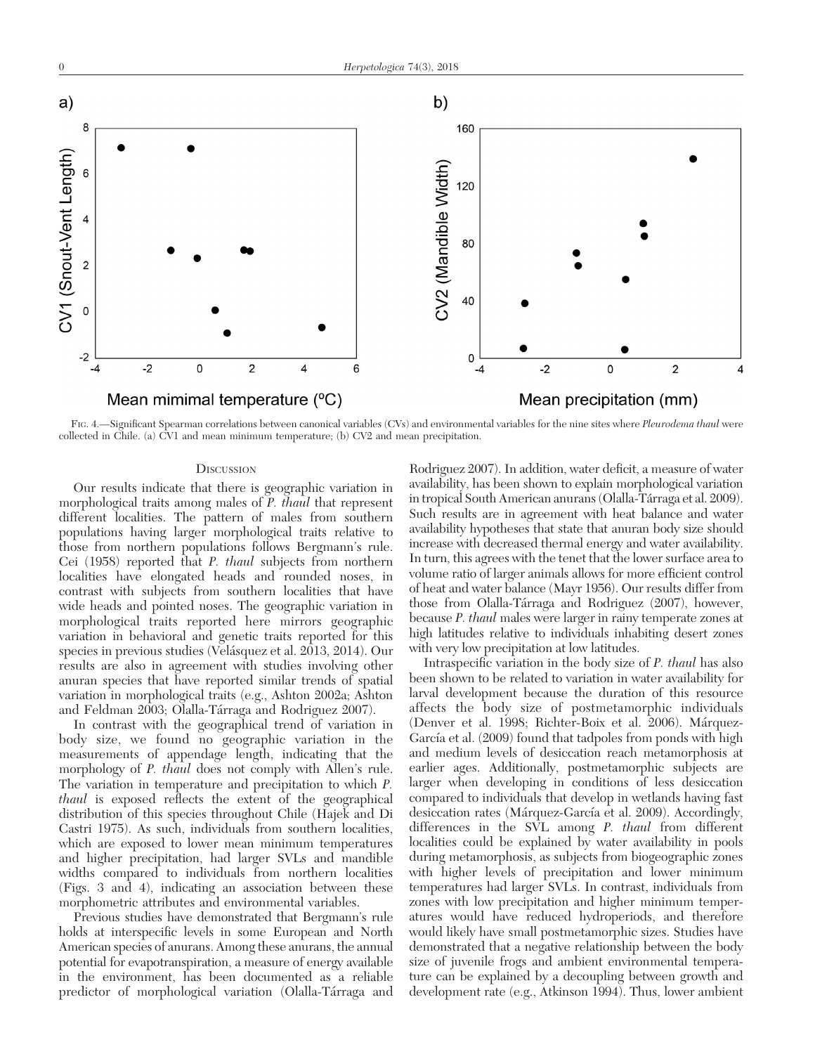Fig. 4.—Significant Spearman correlations between canonical variables (CVs) and environmental variables for the nine sites where *Pleurodema thaul* were collected in Chile. (a) CV1 and mean minimum temperature; (b) CV2 and mean precipitation.

## Discussion

Our results indicate that there is geographic variation in morphological traits among males of *P. thaul* that represent different localities. The pattern of males from southern populations having larger morphological traits relative to those from northern populations follows Bergmann's rule. Cei (1958) reported that *P. thaul* subjects from northern localities have elongated heads and rounded noses, in contrast with subjects from southern localities that have wide heads and pointed noses. The geographic variation in morphological traits reported here mirrors geographic variation in behavioral and genetic traits reported for this species in previous studies (Velásquez et al. 2013, 2014). Our results are also in agreement with studies involving other anuran species that have reported similar trends of spatial variation in morphological traits (e.g., Ashton 2002a; Ashton and Feldman 2003; Olalla-Tárraga and Rodriguez 2007).

In contrast with the geographical trend of variation in body size, we found no geographic variation in the measurements of appendage length, indicating that the morphology of *P. thaul* does not comply with Allen's rule. The variation in temperature and precipitation to which *P. thaul* is exposed reflects the extent of the geographical distribution of this species throughout Chile (Hajek and Di Castri 1975). As such, individuals from southern localities, which are exposed to lower mean minimum temperatures and higher precipitation, had larger SVLs and mandible widths compared to individuals from northern localities (Figs. 3 and 4), indicating an association between these morphometric attributes and environmental variables.

Previous studies have demonstrated that Bergmann's rule holds at interspecific levels in some European and North American species of anurans. Among these anurans, the annual potential for evapotranspiration, a measure of energy available in the environment, has been documented as a reliable predictor of morphological variation (Olalla-Tárraga and Rodriguez 2007). In addition, water deficit, a measure of water availability, has been shown to explain morphological variation in tropical South American anurans (Olalla-Tárraga et al. 2009). Such results are in agreement with heat balance and water availability hypotheses that state that anuran body size should increase with decreased thermal energy and water availability. In turn, this agrees with the tenet that the lower surface area to volume ratio of larger animals allows for more efficient control of heat and water balance (Mayr 1956). Our results differ from those from Olalla-Tárraga and Rodriguez (2007), however, because *P. thaul* males were larger in rainy temperate zones at high latitudes relative to individuals inhabiting desert zones with very low precipitation at low latitudes.

Intraspecific variation in the body size of *P. thaul* has also been shown to be related to variation in water availability for larval development because the duration of this resource affects the body size of postmetamorphic individuals (Denver et al. 1998; Richter-Boix et al. 2006). Márquez-García et al. (2009) found that tadpoles from ponds with high and medium levels of desiccation reach metamorphosis at earlier ages. Additionally, postmetamorphic subjects are larger when developing in conditions of less desiccation compared to individuals that develop in wetlands having fast desiccation rates (Márquez-García et al. 2009). Accordingly, differences in the SVL among *P. thaul* from different localities could be explained by water availability in pools during metamorphosis, as subjects from biogeographic zones with higher levels of precipitation and lower minimum temperatures had larger SVLs. In contrast, individuals from zones with low precipitation and higher minimum temperatures would have reduced hydroperiods, and therefore would likely have small postmetamorphic sizes. Studies have demonstrated that a negative relationship between the body size of juvenile frogs and ambient environmental temperature can be explained by a decoupling between growth and development rate (e.g., Atkinson 1994). Thus, lower ambient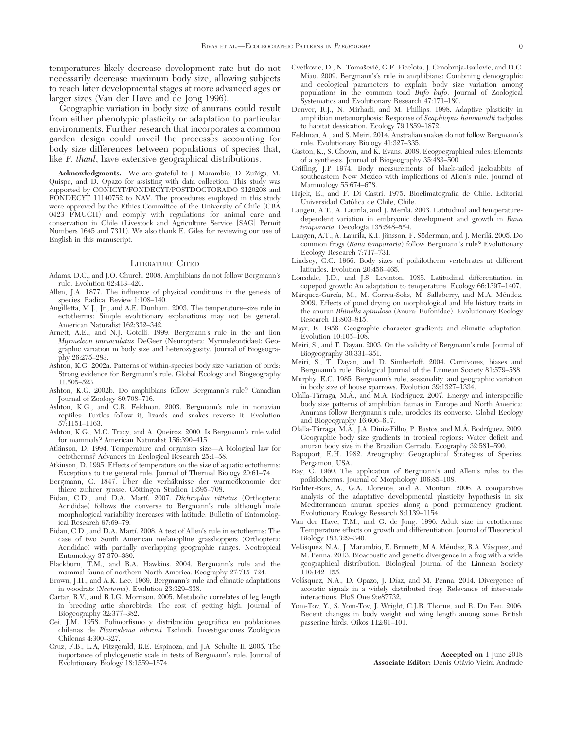temperatures likely decrease development rate but do not necessarily decrease maximum body size, allowing subjects to reach later developmental stages at more advanced ages or larger sizes (Van der Have and de Jong 1996).

Geographic variation in body size of anurans could result from either phenotypic plasticity or adaptation to particular environments. Further research that incorporates a common garden design could unveil the processes accounting for body size differences between populations of species that, like *P. thaul*, have extensive geographical distributions.

**Acknowledgments.**—We are grateful to J. Marambio, D. Zuñiga, M. Quispe, and D. Opazo for assisting with data collection. This study was supported by CONICYT/FONDECYT/POSTDOCTORADO 3120208 and FONDECYT 11140752 to NAV. The procedures employed in this study were approved by the Ethics Committee of the University of Chile (CBA 0423 FMUCH) and comply with regulations for animal care and conservation in Chile (Livestock and Agriculture Service [SAG] Permit Numbers 1645 and 7311). We also thank E. Giles for reviewing our use of English in this manuscript.

## Literature Cited

Adams, D.C., and J.O. Church. 2008. Amphibians do not follow Bergmann's rule. Evolution 62:413–420.

Allen, J.A. 1877. The influence of physical conditions in the genesis of species. Radical Review 1:108–140.

Angilletta, M.J., Jr., and A.E. Dunham. 2003. The temperature–size rule in ectotherms: Simple evolutionary explanations may not be general. American Naturalist 162:332–342.

Arnett, A.E., and N.J. Gotelli. 1999. Bergmann's rule in the ant lion *Myrmeleon immaculatus* DeGeer (Neuroptera: Myrmeleontidae): Geographic variation in body size and heterozygosity. Journal of Biogeography 26:275–283.

Ashton, K.G. 2002a. Patterns of within-species body size variation of birds: Strong evidence for Bergmann's rule. Global Ecology and Biogeography 11:505–523.

Ashton, K.G. 2002b. Do amphibians follow Bergmann's rule? Canadian Journal of Zoology 80:708–716.

Ashton, K.G., and C.R. Feldman. 2003. Bergmann's rule in nonavian reptiles: Turtles follow it, lizards and snakes reverse it. Evolution 57:1151–1163.

Ashton, K.G., M.C. Tracy, and A. Queiroz. 2000. Is Bergmann's rule valid for mammals? American Naturalist 156:390–415.

Atkinson, D. 1994. Temperature and organism size—A biological law for ectotherms? Advances in Ecological Research 25:1–58.

Atkinson, D. 1995. Effects of temperature on the size of aquatic ectotherms: Exceptions to the general rule. Journal of Thermal Biology 20:61–74.

Bergmann, C. 1847. Über die verhältnisse der warmeökonomie der thiere zuihrer grosse. Göttingen Studien 1:595–708.

Bidau, C.D., and D.A. Martí. 2007. *Dichroplus vittatus* (Orthoptera: Acrididae) follows the converse to Bergmann's rule although male morphological variability increases with latitude. Bulletin of Entomological Research 97:69–79.

Bidau, C.D., and D.A. Martí. 2008. A test of Allen's rule in ectotherms: The case of two South American melanopline grasshoppers (Orthoptera: Acrididae) with partially overlapping geographic ranges. Neotropical Entomology 37:370–380.

Blackburn, T.M., and B.A. Hawkins. 2004. Bergmann's rule and the mammal fauna of northern North America. Ecography 27:715–724.

Brown, J.H., and A.K. Lee. 1969. Bergmann's rule and climatic adaptations in woodrats (*Neotoma*). Evolution 23:329–338.

Cartar, R.V., and R.I.G. Morrison. 2005. Metabolic correlates of leg length in breeding artic shorebirds: The cost of getting high. Journal of Biogeography 32:377–382.

Cei, J.M. 1958. Polimorfismo y distribución geográfica en poblaciones chilenas de *Pleurodema bibroni* Tschudi. Investigaciones Zoológicas Chilenas 4:300–327.

Cruz, F.B., L.A, Fitzgerald, R.E. Espinoza, and J.A. Schulte Ii. 2005. The importance of phylogenetic scale in tests of Bergmann's rule. Journal of Evolutionary Biology 18:1559–1574.

Cvetkovic, D., N. Tomašević, G.F. Ficelota, J. Crnobrnja-Isailovic, and D.C. Miau. 2009. Bergmann's's rule in amphibians: Combining demographic and ecological parameters to explain body size variation among populations in the common toad *Bufo bufo*. Journal of Zoological Systematics and Evolutionary Research 47:171–180.

Denver, R.J., N. Mirhadi, and M. Phillips. 1998. Adaptive plasticity in amphibian metamorphosis: Response of *Scaphiopus hammondii* tadpoles to habitat dessication. Ecology 79:1859–1872.

Feldman, A., and S. Meiri. 2014. Australian snakes do not follow Bergmann's rule. Evolutionary Biology 41:327–335.

Gaston, K., S. Chown, and K. Evans. 2008. Ecogoegraphical rules: Elements of a synthesis. Journal of Biogeography 35:483–500.

Griffing, J.P 1974. Body measurements of black-tailed jackrabbits of southeastern New Mexico with implications of Allen's rule. Journal of Mammalogy 55:674–678.

Hajek, E., and F. Di Castri. 1975. Bioclimatografía de Chile. Editorial Universidad Católica de Chile, Chile.

Laugen, A.T., A. Laurila, and J. Merilä. 2003. Latitudinal and temperature-dependent variation in embryonic development and growth in *Rana temporaria*. Oecologia 135:548–554.

Laugen, A.T., A. Laurila, K.I. Jönsson, F. Söderman, and J. Merilä. 2005. Do common frogs (*Rana temporaria*) follow Bergmann's rule? Evolutionary Ecology Research 7:717–731.

Lindsey, C.C. 1966. Body sizes of poikilotherm vertebrates at different latitudes. Evolution 20:456–465.

Lonsdale, J.D., and J.S. Levinton. 1985. Latitudinal differentiation in copepod growth: An adaptation to temperature. Ecology 66:1397–1407.

Márquez-García, M., M. Correa-Solis, M. Sallaberry, and M.A. Méndez. 2009. Effects of pond drying on morphological and life history traits in the anuran *Rhinella spinulosa* (Anura: Bufonidae). Evolutionary Ecology Research 11:803–815.

Mayr, E. 1956. Geographic character gradients and climatic adaptation. Evolution 10:105–108.

Meiri, S., and T. Dayan. 2003. On the validity of Bergmann's rule. Journal of Biogeography 30:331–351.

Meiri, S., T. Dayan, and D. Simberloff. 2004. Carnivores, biases and Bergmann's rule. Biological Journal of the Linnean Society 81:579–588.

Murphy, E.C. 1985. Bergmann's rule, seasonality, and geographic variation in body size of house sparrows. Evolution 39:1327–1334.

Olalla-Tárraga, M.Á., and M.A, Rodríguez. 2007. Energy and interspecific body size patterns of amphibian faunas in Europe and North America: Anurans follow Bergmann's rule, urodeles its converse. Global Ecology and Biogeography 16:606–617.

Olalla-Tárraga, M.Á., J.A. Diniz-Filho, P. Bastos, and M.Á. Rodríguez. 2009. Geographic body size gradients in tropical regions: Water deficit and anuran body size in the Brazilian Cerrado. Ecography 32:581–590.

Rapoport, E.H. 1982. Areography: Geographical Strategies of Species. Pergamon, USA.

Ray, C. 1960. The application of Bergmann's and Allen's rules to the poikilotherms. Journal of Morphology 106:85–108.

Richter-Boix, A., G.A. Llorente, and A. Montori. 2006. A comparative analysis of the adaptative developmental plasticity hypothesis in six Mediterranean anuran species along a pond permanency gradient. Evolutionary Ecology Research 8:1139–1154.

Van der Have, T.M., and G. de Jong. 1996. Adult size in ectotherms: Temperature effects on growth and differentiation. Journal of Theoretical Biology 183:329–340.

Velásquez, N.A., J. Marambio, E. Brunetti, M.A. Méndez, R.A. Vásquez, and M. Penna. 2013. Bioacoustic and genetic divergence in a frog with a wide geographical distribution. Biological Journal of the Linnean Society 110:142–155.

Velásquez, N.A., D. Opazo, J. Díaz, and M. Penna. 2014. Divergence of acoustic signals in a widely distributed frog: Relevance of inter-male interactions. PloS One 9:e87732.

Yom-Tov, Y., S. Yom-Tov, J. Wright, C.J.R. Thorne, and R. Du Feu. 2006. Recent changes in body weight and wing length among some British passerine birds. Oikos 112:91–101.

**Accepted on** 1 June 2018
**Associate Editor:** Denis Otávio Vieira Andrade